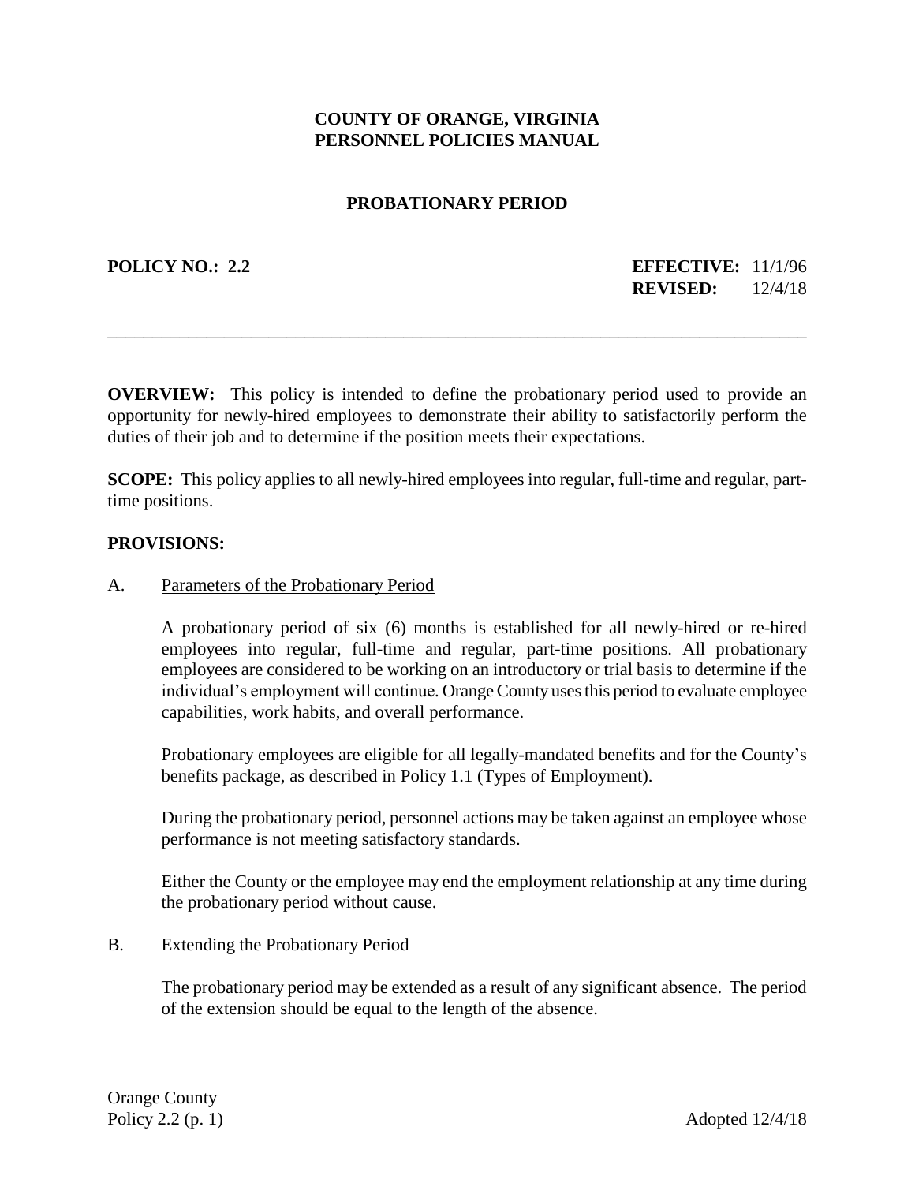**COUNTY OF ORANGE, VIRGINIA**
**PERSONNEL POLICIES MANUAL**

# PROBATIONARY PERIOD

**POLICY NO.: 2.2** **EFFECTIVE:** 11/1/96
**REVISED:** 12/4/18

---

**OVERVIEW:** This policy is intended to define the probationary period used to provide an opportunity for newly-hired employees to demonstrate their ability to satisfactorily perform the duties of their job and to determine if the position meets their expectations.

**SCOPE:** This policy applies to all newly-hired employees into regular, full-time and regular, part-time positions.

**PROVISIONS:**

A. Parameters of the Probationary Period

A probationary period of six (6) months is established for all newly-hired or re-hired employees into regular, full-time and regular, part-time positions. All probationary employees are considered to be working on an introductory or trial basis to determine if the individual's employment will continue. Orange County uses this period to evaluate employee capabilities, work habits, and overall performance.

Probationary employees are eligible for all legally-mandated benefits and for the County's benefits package, as described in Policy 1.1 (Types of Employment).

During the probationary period, personnel actions may be taken against an employee whose performance is not meeting satisfactory standards.

Either the County or the employee may end the employment relationship at any time during the probationary period without cause.

B. Extending the Probationary Period

The probationary period may be extended as a result of any significant absence. The period of the extension should be equal to the length of the absence.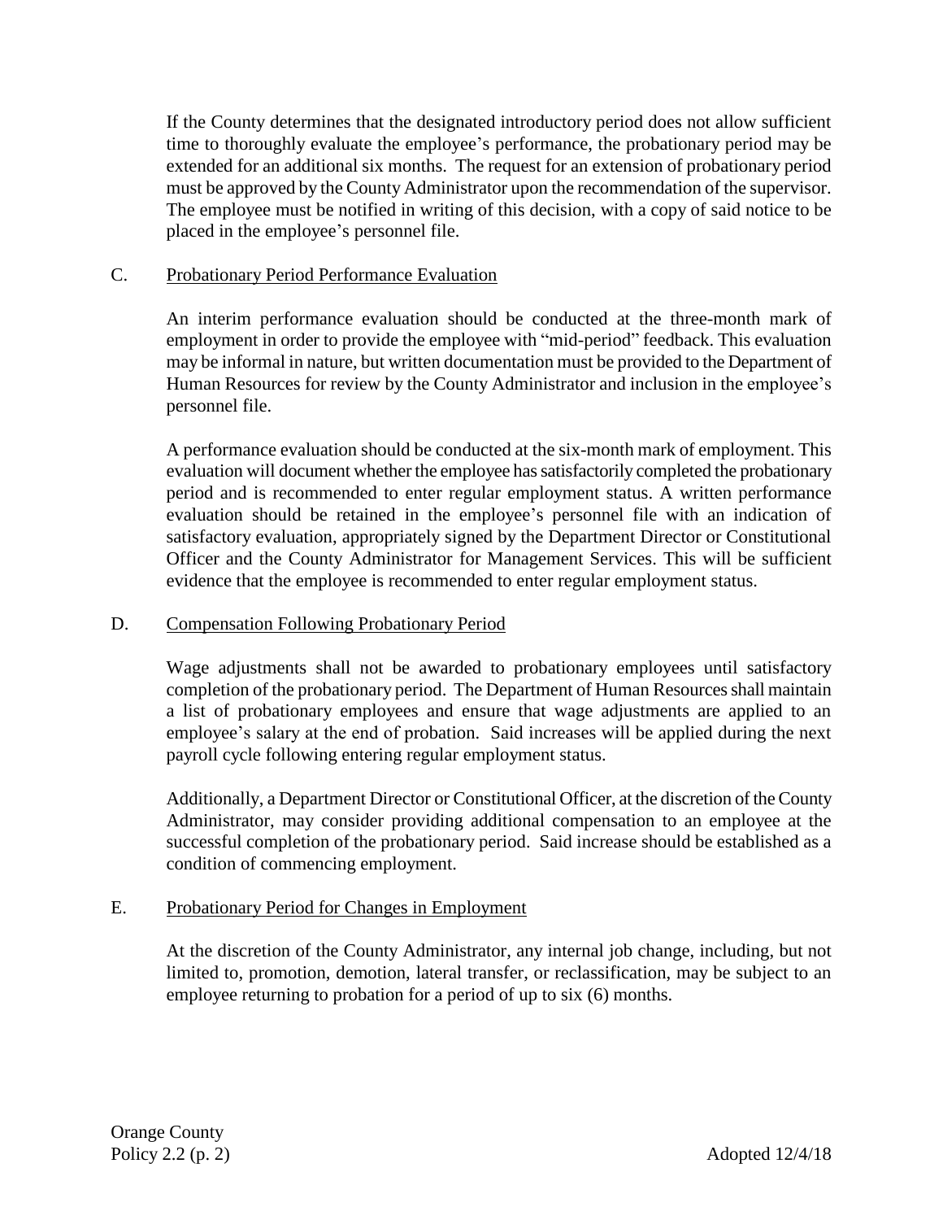If the County determines that the designated introductory period does not allow sufficient time to thoroughly evaluate the employee's performance, the probationary period may be extended for an additional six months. The request for an extension of probationary period must be approved by the County Administrator upon the recommendation of the supervisor. The employee must be notified in writing of this decision, with a copy of said notice to be placed in the employee's personnel file.

C. <u>Probationary Period Performance Evaluation</u>

An interim performance evaluation should be conducted at the three-month mark of employment in order to provide the employee with "mid-period" feedback. This evaluation may be informal in nature, but written documentation must be provided to the Department of Human Resources for review by the County Administrator and inclusion in the employee's personnel file.

A performance evaluation should be conducted at the six-month mark of employment. This evaluation will document whether the employee has satisfactorily completed the probationary period and is recommended to enter regular employment status. A written performance evaluation should be retained in the employee's personnel file with an indication of satisfactory evaluation, appropriately signed by the Department Director or Constitutional Officer and the County Administrator for Management Services. This will be sufficient evidence that the employee is recommended to enter regular employment status.

D. <u>Compensation Following Probationary Period</u>

Wage adjustments shall not be awarded to probationary employees until satisfactory completion of the probationary period. The Department of Human Resources shall maintain a list of probationary employees and ensure that wage adjustments are applied to an employee's salary at the end of probation. Said increases will be applied during the next payroll cycle following entering regular employment status.

Additionally, a Department Director or Constitutional Officer, at the discretion of the County Administrator, may consider providing additional compensation to an employee at the successful completion of the probationary period. Said increase should be established as a condition of commencing employment.

E. <u>Probationary Period for Changes in Employment</u>

At the discretion of the County Administrator, any internal job change, including, but not limited to, promotion, demotion, lateral transfer, or reclassification, may be subject to an employee returning to probation for a period of up to six (6) months.